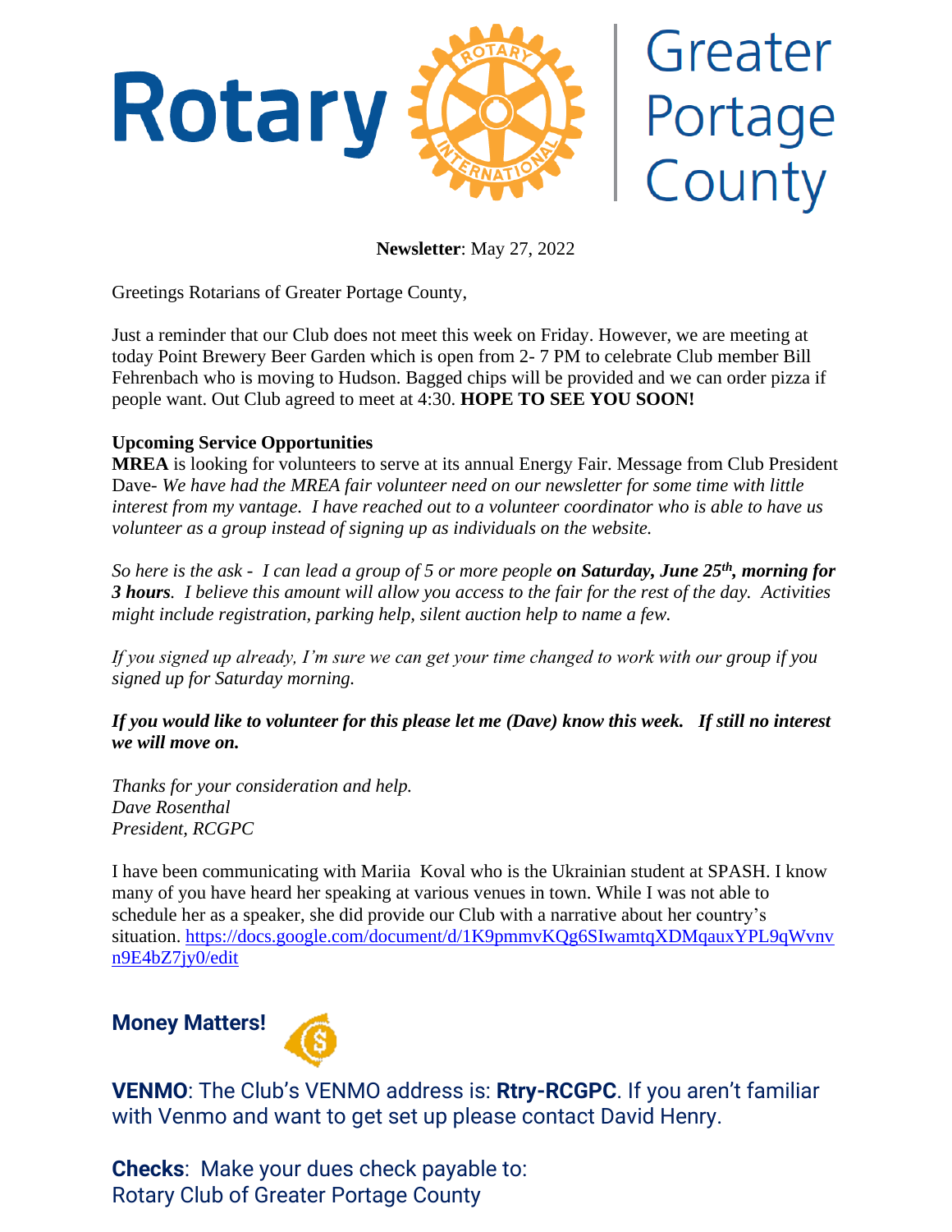# Rotary | Greater Portage County

**Newsletter**: May 27, 2022

Greetings Rotarians of Greater Portage County,

Just a reminder that our Club does not meet this week on Friday. However, we are meeting at today Point Brewery Beer Garden which is open from 2- 7 PM to celebrate Club member Bill Fehrenbach who is moving to Hudson. Bagged chips will be provided and we can order pizza if people want. Out Club agreed to meet at 4:30. **HOPE TO SEE YOU SOON!**

**Upcoming Service Opportunities**

**MREA** is looking for volunteers to serve at its annual Energy Fair. Message from Club President Dave- *We have had the MREA fair volunteer need on our newsletter for some time with little interest from my vantage. I have reached out to a volunteer coordinator who is able to have us volunteer as a group instead of signing up as individuals on the website.*

*So here is the ask - I can lead a group of 5 or more people* ***on Saturday, June 25th, morning for 3 hours****. I believe this amount will allow you access to the fair for the rest of the day. Activities might include registration, parking help, silent auction help to name a few.*

*If you signed up already, I'm sure we can get your time changed to work with our group if you signed up for Saturday morning.*

***If you would like to volunteer for this please let me (Dave) know this week. If still no interest we will move on.***

*Thanks for your consideration and help.*
*Dave Rosenthal*
*President, RCGPC*

I have been communicating with Mariia Koval who is the Ukrainian student at SPASH. I know many of you have heard her speaking at various venues in town. While I was not able to schedule her as a speaker, she did provide our Club with a narrative about her country's situation. https://docs.google.com/document/d/1K9pmmvKQg6SIwamtqXDMqauxYPL9qWvnvn9E4bZ7jy0/edit

## Money Matters!

**VENMO**: The Club's VENMO address is: **Rtry-RCGPC**. If you aren't familiar with Venmo and want to get set up please contact David Henry.

**Checks**: Make your dues check payable to:
Rotary Club of Greater Portage County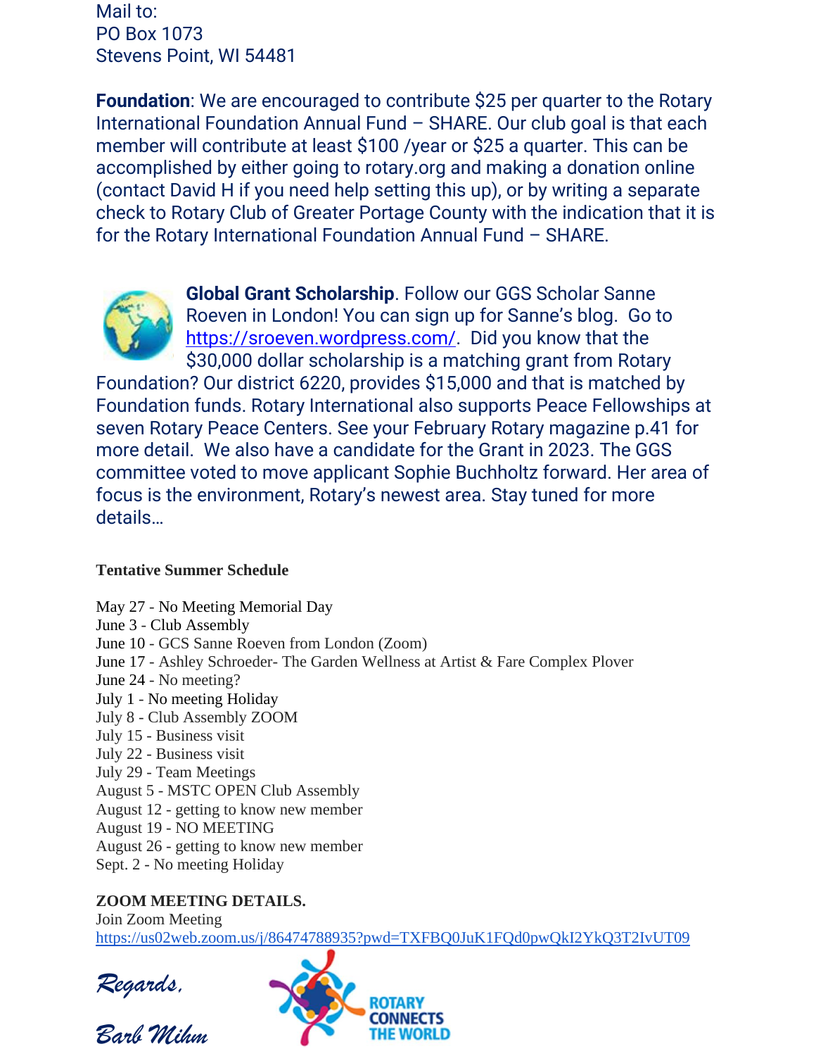Mail to:
PO Box 1073
Stevens Point, WI 54481

**Foundation**: We are encouraged to contribute $25 per quarter to the Rotary International Foundation Annual Fund – SHARE. Our club goal is that each member will contribute at least $100 /year or $25 a quarter. This can be accomplished by either going to rotary.org and making a donation online (contact David H if you need help setting this up), or by writing a separate check to Rotary Club of Greater Portage County with the indication that it is for the Rotary International Foundation Annual Fund – SHARE.

**Global Grant Scholarship**. Follow our GGS Scholar Sanne Roeven in London! You can sign up for Sanne's blog. Go to https://sroeven.wordpress.com/. Did you know that the $30,000 dollar scholarship is a matching grant from Rotary Foundation? Our district 6220, provides $15,000 and that is matched by Foundation funds. Rotary International also supports Peace Fellowships at seven Rotary Peace Centers. See your February Rotary magazine p.41 for more detail. We also have a candidate for the Grant in 2023. The GGS committee voted to move applicant Sophie Buchholtz forward. Her area of focus is the environment, Rotary's newest area. Stay tuned for more details…

**Tentative Summer Schedule**

May 27 - No Meeting Memorial Day
June 3 - Club Assembly
June 10 - GCS Sanne Roeven from London (Zoom)
June 17 - Ashley Schroeder- The Garden Wellness at Artist & Fare Complex Plover
June 24 - No meeting?
July 1 - No meeting Holiday
July 8 - Club Assembly ZOOM
July 15 - Business visit
July 22 - Business visit
July 29 - Team Meetings
August 5 - MSTC OPEN Club Assembly
August 12 - getting to know new member
August 19 - NO MEETING
August 26 - getting to know new member
Sept. 2 - No meeting Holiday

**ZOOM MEETING DETAILS.**
Join Zoom Meeting
https://us02web.zoom.us/j/86474788935?pwd=TXFBQ0JuK1FQd0pwQkI2YkQ3T2IvUT09

*Regards,*

*Barb Mihm*

ROTARY CONNECTS THE WORLD